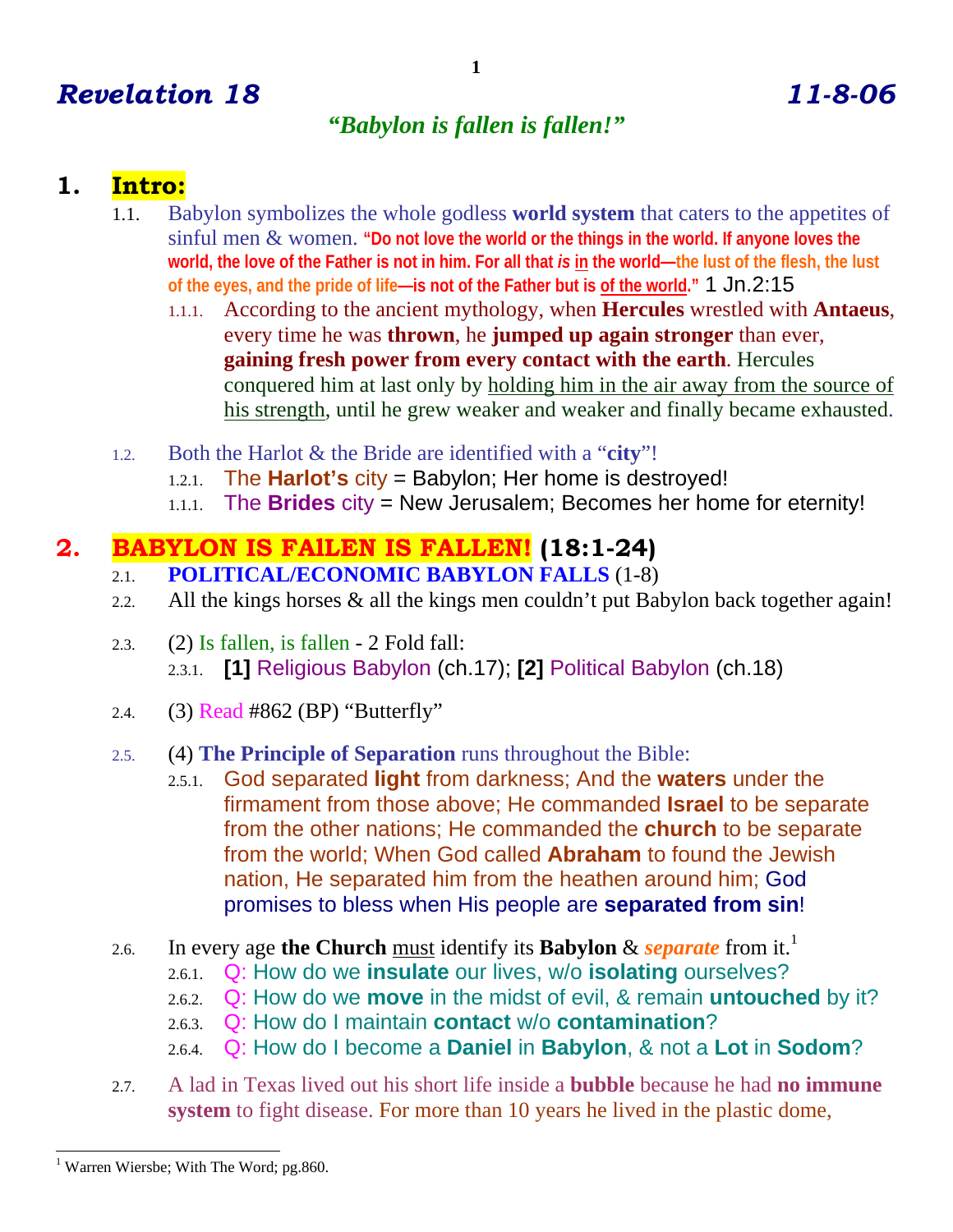# *Revelation 18* *11-8-06*

## *"Babylon is fallen is fallen!"*

## 1. Intro:

1.1. Babylon symbolizes the whole godless **world system** that caters to the appetites of sinful men & women. **"Do not love the world or the things in the world. If anyone loves the world, the love of the Father is not in him. For all that *is* in the world—the lust of the flesh, the lust of the eyes, and the pride of life—is not of the Father but is of the world."** 1 Jn.2:15

1.1.1. According to the ancient mythology, when **Hercules** wrestled with **Antaeus**, every time he was **thrown**, he **jumped up again stronger** than ever, **gaining fresh power from every contact with the earth**. Hercules conquered him at last only by holding him in the air away from the source of his strength, until he grew weaker and weaker and finally became exhausted.

1.2. Both the Harlot & the Bride are identified with a "**city**"!

1.2.1. The **Harlot's** city = Babylon; Her home is destroyed!

1.1.1. The **Brides** city = New Jerusalem; Becomes her home for eternity!

## 2. BABYLON IS FAlLEN IS FALLEN! (18:1-24)

2.1. **POLITICAL/ECONOMIC BABYLON FALLS** (1-8)

2.2. All the kings horses & all the kings men couldn't put Babylon back together again!

2.3. (2) Is fallen, is fallen - 2 Fold fall:

2.3.1. **[1]** Religious Babylon (ch.17); **[2]** Political Babylon (ch.18)

2.4. (3) Read #862 (BP) "Butterfly"

2.5. (4) **The Principle of Separation** runs throughout the Bible:

2.5.1. God separated **light** from darkness; And the **waters** under the firmament from those above; He commanded **Israel** to be separate from the other nations; He commanded the **church** to be separate from the world; When God called **Abraham** to found the Jewish nation, He separated him from the heathen around him; God promises to bless when His people are **separated from sin**!

2.6. In every age **the Church** must identify its **Babylon** & ***separate*** from it.[1]

2.6.1. Q: How do we **insulate** our lives, w/o **isolating** ourselves?

2.6.2. Q: How do we **move** in the midst of evil, & remain **untouched** by it?

2.6.3. Q: How do I maintain **contact** w/o **contamination**?

2.6.4. Q: How do I become a **Daniel** in **Babylon**, & not a **Lot** in **Sodom**?

2.7. A lad in Texas lived out his short life inside a **bubble** because he had **no immune system** to fight disease. For more than 10 years he lived in the plastic dome,

---

[1] Warren Wiersbe; With The Word; pg.860.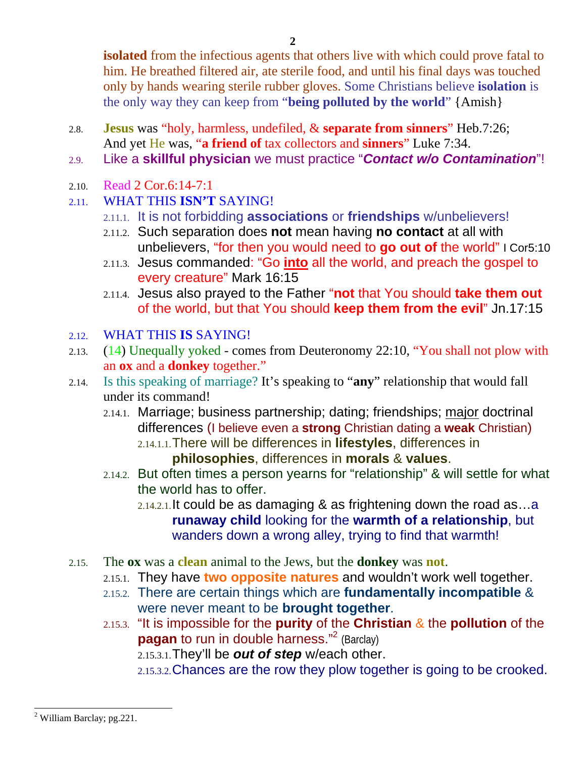**isolated** from the infectious agents that others live with which could prove fatal to him. He breathed filtered air, ate sterile food, and until his final days was touched only by hands wearing sterile rubber gloves. Some Christians believe **isolation** is the only way they can keep from "**being polluted by the world**" {Amish}

2.8. **Jesus** was "holy, harmless, undefiled, & **separate from sinners**" Heb.7:26; And yet He was, "**a friend of** tax collectors and **sinners**" Luke 7:34.

2.9. Like a **skillful physician** we must practice "***Contact w/o Contamination***"!

2.10. Read 2 Cor.6:14-7:1

2.11. WHAT THIS **ISN'T** SAYING!

- 2.11.1. It is not forbidding **associations** or **friendships** w/unbelievers!
- 2.11.2. Such separation does **not** mean having **no contact** at all with unbelievers, "for then you would need to **go out of** the world" I Cor5:10
- 2.11.3. Jesus commanded: "Go **into** all the world, and preach the gospel to every creature" Mark 16:15
- 2.11.4. Jesus also prayed to the Father "**not** that You should **take them out** of the world, but that You should **keep them from the evil**" Jn.17:15

2.12. WHAT THIS **IS** SAYING!

2.13. (14) Unequally yoked - comes from Deuteronomy 22:10, "You shall not plow with an **ox** and a **donkey** together."

2.14. Is this speaking of marriage? It's speaking to "**any**" relationship that would fall under its command!

- 2.14.1. Marriage; business partnership; dating; friendships; major doctrinal differences (I believe even a **strong** Christian dating a **weak** Christian)
  - 2.14.1.1. There will be differences in **lifestyles**, differences in **philosophies**, differences in **morals** & **values**.
- 2.14.2. But often times a person yearns for "relationship" & will settle for what the world has to offer.
  - 2.14.2.1. It could be as damaging & as frightening down the road as…a **runaway child** looking for the **warmth of a relationship**, but wanders down a wrong alley, trying to find that warmth!

2.15. The **ox** was a **clean** animal to the Jews, but the **donkey** was **not**.

- 2.15.1. They have **two opposite natures** and wouldn't work well together.
- 2.15.2. There are certain things which are **fundamentally incompatible** & were never meant to be **brought together**.
- 2.15.3. "It is impossible for the **purity** of the **Christian** & the **pollution** of the **pagan** to run in double harness."[2] (Barclay)
  - 2.15.3.1. They'll be ***out of step*** w/each other.
  - 2.15.3.2. Chances are the row they plow together is going to be crooked.

---

[2] William Barclay; pg.221.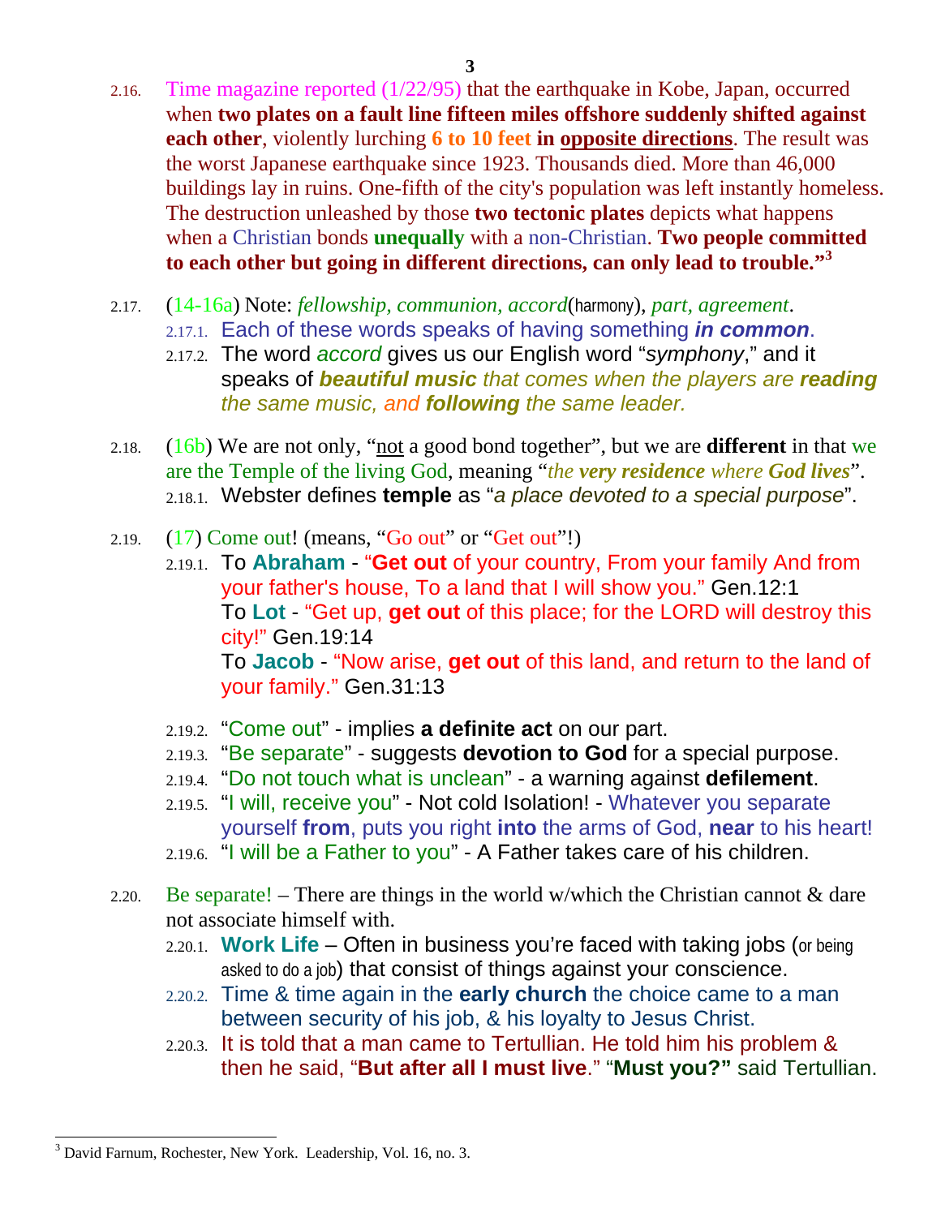2.16. Time magazine reported (1/22/95) that the earthquake in Kobe, Japan, occurred when **two plates on a fault line fifteen miles offshore suddenly shifted against each other**, violently lurching **6 to 10 feet in opposite directions**. The result was the worst Japanese earthquake since 1923. Thousands died. More than 46,000 buildings lay in ruins. One-fifth of the city's population was left instantly homeless. The destruction unleashed by those **two tectonic plates** depicts what happens when a Christian bonds **unequally** with a non-Christian. **Two people committed to each other but going in different directions, can only lead to trouble."**[3]

2.17. (14-16a) Note: *fellowship, communion, accord*(harmony), *part, agreement*.
- 2.17.1. Each of these words speaks of having something ***in common***.
- 2.17.2. The word *accord* gives us our English word "*symphony*," and it speaks of ***beautiful music*** *that comes when the players are* ***reading*** *the same music, and* ***following*** *the same leader.*

2.18. (16b) We are not only, "not a good bond together", but we are **different** in that we are the Temple of the living God, meaning "*the **very residence** where **God lives***".
- 2.18.1. Webster defines **temple** as "*a place devoted to a special purpose*".

2.19. (17) Come out! (means, "Go out" or "Get out"!)
- 2.19.1. To **Abraham** - "**Get out** of your country, From your family And from your father's house, To a land that I will show you." Gen.12:1
  To **Lot** - "Get up, **get out** of this place; for the LORD will destroy this city!" Gen.19:14
  To **Jacob** - "Now arise, **get out** of this land, and return to the land of your family." Gen.31:13
- 2.19.2. "Come out" - implies **a definite act** on our part.
- 2.19.3. "Be separate" - suggests **devotion to God** for a special purpose.
- 2.19.4. "Do not touch what is unclean" - a warning against **defilement**.
- 2.19.5. "I will, receive you" - Not cold Isolation! - Whatever you separate yourself **from**, puts you right **into** the arms of God, **near** to his heart!
- 2.19.6. "I will be a Father to you" - A Father takes care of his children.

2.20. Be separate! – There are things in the world w/which the Christian cannot & dare not associate himself with.
- 2.20.1. **Work Life** – Often in business you're faced with taking jobs (or being asked to do a job) that consist of things against your conscience.
- 2.20.2. Time & time again in the **early church** the choice came to a man between security of his job, & his loyalty to Jesus Christ.
- 2.20.3. It is told that a man came to Tertullian. He told him his problem & then he said, "**But after all I must live**." "**Must you?"** said Tertullian.

---

[3] David Farnum, Rochester, New York. Leadership, Vol. 16, no. 3.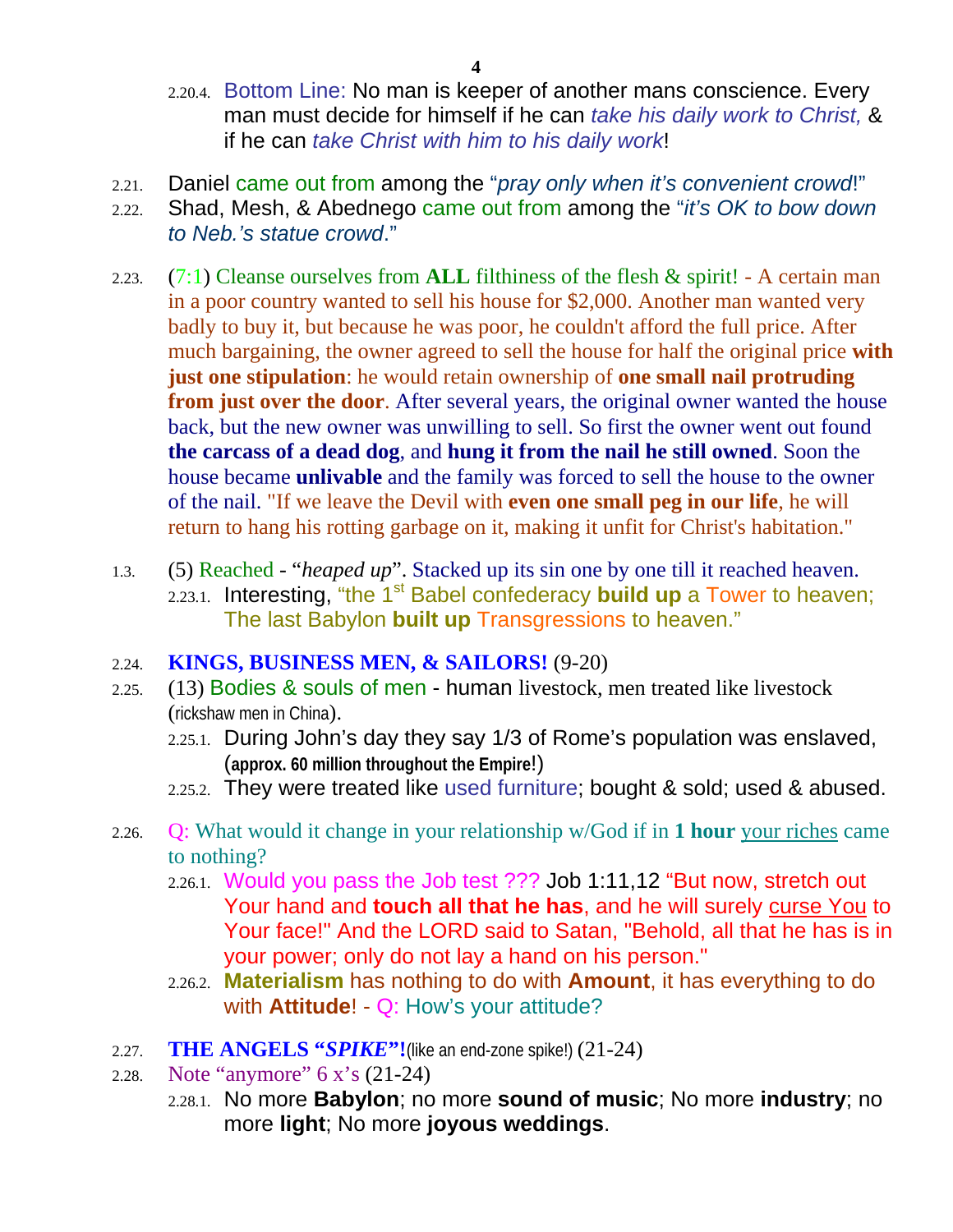2.20.4. Bottom Line: No man is keeper of another mans conscience. Every man must decide for himself if he can *take his daily work to Christ,* & if he can *take Christ with him to his daily work*!

2.21. Daniel came out from among the "*pray only when it's convenient crowd*!"

2.22. Shad, Mesh, & Abednego came out from among the "*it's OK to bow down to Neb.'s statue crowd*."

2.23. (7:1) Cleanse ourselves from **ALL** filthiness of the flesh & spirit! - A certain man in a poor country wanted to sell his house for $2,000. Another man wanted very badly to buy it, but because he was poor, he couldn't afford the full price. After much bargaining, the owner agreed to sell the house for half the original price **with just one stipulation**: he would retain ownership of **one small nail protruding from just over the door**. After several years, the original owner wanted the house back, but the new owner was unwilling to sell. So first the owner went out found **the carcass of a dead dog**, and **hung it from the nail he still owned**. Soon the house became **unlivable** and the family was forced to sell the house to the owner of the nail. "If we leave the Devil with **even one small peg in our life**, he will return to hang his rotting garbage on it, making it unfit for Christ's habitation."

1.3. (5) Reached - "*heaped up*". Stacked up its sin one by one till it reached heaven.

2.23.1. Interesting, "the 1st Babel confederacy **build up** a Tower to heaven; The last Babylon **built up** Transgressions to heaven."

2.24. **KINGS, BUSINESS MEN, & SAILORS!** (9-20)

2.25. (13) Bodies & souls of men - human livestock, men treated like livestock (rickshaw men in China).

2.25.1. During John's day they say 1/3 of Rome's population was enslaved, (**approx. 60 million throughout the Empire!**)

2.25.2. They were treated like used furniture; bought & sold; used & abused.

2.26. Q: What would it change in your relationship w/God if in **1 hour** your riches came to nothing?

2.26.1. Would you pass the Job test ??? Job 1:11,12 "But now, stretch out Your hand and **touch all that he has**, and he will surely curse You to Your face!" And the LORD said to Satan, "Behold, all that he has is in your power; only do not lay a hand on his person."

2.26.2. **Materialism** has nothing to do with **Amount**, it has everything to do with **Attitude**! - Q: How's your attitude?

2.27. **THE ANGELS "*SPIKE*"!**(like an end-zone spike!) (21-24)

2.28. Note "anymore" 6 x's (21-24)

2.28.1. No more **Babylon**; no more **sound of music**; No more **industry**; no more **light**; No more **joyous weddings**.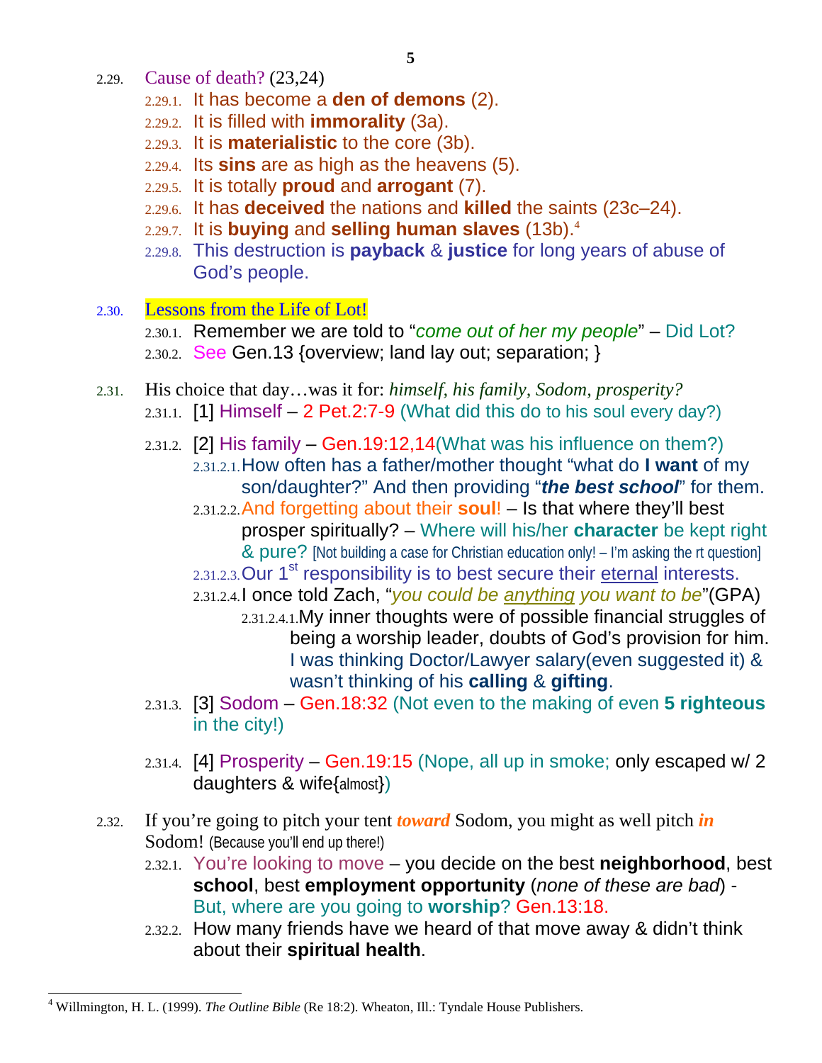2.29. Cause of death? (23,24)

- 2.29.1. It has become a **den of demons** (2).
- 2.29.2. It is filled with **immorality** (3a).
- 2.29.3. It is **materialistic** to the core (3b).
- 2.29.4. Its **sins** are as high as the heavens (5).
- 2.29.5. It is totally **proud** and **arrogant** (7).
- 2.29.6. It has **deceived** the nations and **killed** the saints (23c–24).
- 2.29.7. It is **buying** and **selling human slaves** (13b).[4]
- 2.29.8. This destruction is **payback** & **justice** for long years of abuse of God's people.

2.30. Lessons from the Life of Lot!

- 2.30.1. Remember we are told to "*come out of her my people*" – Did Lot?
- 2.30.2. See Gen.13 {overview; land lay out; separation; }

2.31. His choice that day…was it for: *himself, his family, Sodom, prosperity?*

- 2.31.1. [1] Himself – 2 Pet.2:7-9 (What did this do to his soul every day?)
- 2.31.2. [2] His family – Gen.19:12,14(What was his influence on them?)
    - 2.31.2.1. How often has a father/mother thought "what do **I want** of my son/daughter?" And then providing "***the best school***" for them.
    - 2.31.2.2. And forgetting about their **soul**! – Is that where they'll best prosper spiritually? – Where will his/her **character** be kept right & pure? [Not building a case for Christian education only! – I'm asking the rt question]
    - 2.31.2.3. Our 1st responsibility is to best secure their eternal interests.
    - 2.31.2.4. I once told Zach, "*you could be anything you want to be*"(GPA)
        - 2.31.2.4.1. My inner thoughts were of possible financial struggles of being a worship leader, doubts of God's provision for him. I was thinking Doctor/Lawyer salary(even suggested it) & wasn't thinking of his **calling** & **gifting**.
- 2.31.3. [3] Sodom – Gen.18:32 (Not even to the making of even **5 righteous** in the city!)
- 2.31.4. [4] Prosperity – Gen.19:15 (Nope, all up in smoke; only escaped w/ 2 daughters & wife{almost})

2.32. If you're going to pitch your tent ***toward*** Sodom, you might as well pitch ***in*** Sodom! (Because you'll end up there!)

- 2.32.1. You're looking to move – you decide on the best **neighborhood**, best **school**, best **employment opportunity** (*none of these are bad*) - But, where are you going to **worship**? Gen.13:18.
- 2.32.2. How many friends have we heard of that move away & didn't think about their **spiritual health**.

---

[4] Willmington, H. L. (1999). *The Outline Bible* (Re 18:2). Wheaton, Ill.: Tyndale House Publishers.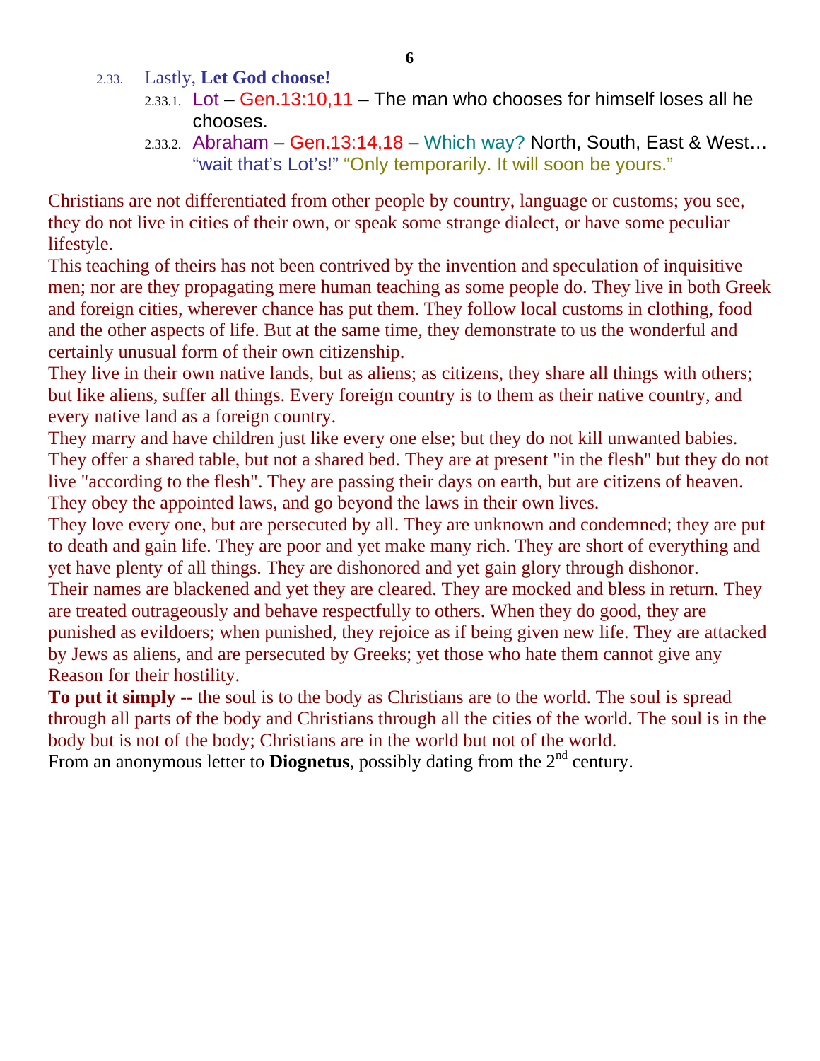2.33. Lastly, **Let God choose!**

- 2.33.1. Lot – Gen.13:10,11 – The man who chooses for himself loses all he chooses.
- 2.33.2. Abraham – Gen.13:14,18 – Which way? North, South, East & West… "wait that's Lot's!" "Only temporarily. It will soon be yours."

Christians are not differentiated from other people by country, language or customs; you see, they do not live in cities of their own, or speak some strange dialect, or have some peculiar lifestyle.

This teaching of theirs has not been contrived by the invention and speculation of inquisitive men; nor are they propagating mere human teaching as some people do. They live in both Greek and foreign cities, wherever chance has put them. They follow local customs in clothing, food and the other aspects of life. But at the same time, they demonstrate to us the wonderful and certainly unusual form of their own citizenship.

They live in their own native lands, but as aliens; as citizens, they share all things with others; but like aliens, suffer all things. Every foreign country is to them as their native country, and every native land as a foreign country.

They marry and have children just like every one else; but they do not kill unwanted babies. They offer a shared table, but not a shared bed. They are at present "in the flesh" but they do not live "according to the flesh". They are passing their days on earth, but are citizens of heaven. They obey the appointed laws, and go beyond the laws in their own lives.

They love every one, but are persecuted by all. They are unknown and condemned; they are put to death and gain life. They are poor and yet make many rich. They are short of everything and yet have plenty of all things. They are dishonored and yet gain glory through dishonor.

Their names are blackened and yet they are cleared. They are mocked and bless in return. They are treated outrageously and behave respectfully to others. When they do good, they are punished as evildoers; when punished, they rejoice as if being given new life. They are attacked by Jews as aliens, and are persecuted by Greeks; yet those who hate them cannot give any Reason for their hostility.

**To put it simply** -- the soul is to the body as Christians are to the world. The soul is spread through all parts of the body and Christians through all the cities of the world. The soul is in the body but is not of the body; Christians are in the world but not of the world.

From an anonymous letter to **Diognetus**, possibly dating from the 2nd century.